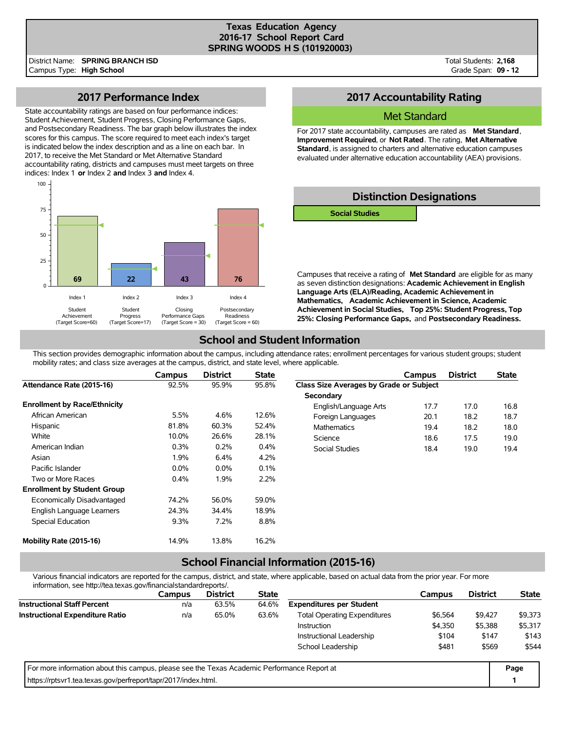# Texas Education Agency
## 2016-17 School Report Card
## SPRING WOODS H S (101920003)

District Name: **SPRING BRANCH ISD**
Campus Type: **High School**

Total Students: **2,168**
Grade Span: **09 - 12**

## 2017 Performance Index

State accountability ratings are based on four performance indices: Student Achievement, Student Progress, Closing Performance Gaps, and Postsecondary Readiness. The bar graph below illustrates the index scores for this campus. The score required to meet each index's target is indicated below the index description and as a line on each bar. In 2017, to receive the Met Standard or Met Alternative Standard accountability rating, districts and campuses must meet targets on three indices: Index 1 **or** Index 2 **and** Index 3 **and** Index 4.

| Index | Description | Score | Target Score |
|---|---|---|---|
| Index 1 | Student Achievement | 69 | 60 |
| Index 2 | Student Progress | 22 | 17 |
| Index 3 | Closing Performance Gaps | 43 | 30 |
| Index 4 | Postsecondary Readiness | 76 | 60 |

## 2017 Accountability Rating

**Met Standard**

For 2017 state accountability, campuses are rated as **Met Standard**, **Improvement Required**, or **Not Rated**. The rating, **Met Alternative Standard**, is assigned to charters and alternative education campuses evaluated under alternative education accountability (AEA) provisions.

## Distinction Designations

**Social Studies**

Campuses that receive a rating of **Met Standard** are eligible for as many as seven distinction designations: **Academic Achievement in English Language Arts (ELA)/Reading, Academic Achievement in Mathematics, Academic Achievement in Science, Academic Achievement in Social Studies, Top 25%: Student Progress, Top 25%: Closing Performance Gaps,** and **Postsecondary Readiness.**

## School and Student Information

This section provides demographic information about the campus, including attendance rates; enrollment percentages for various student groups; student mobility rates; and class size averages at the campus, district, and state level, where applicable.

| | Campus | District | State |
|---|---|---|---|
| **Attendance Rate (2015-16)** | 92.5% | 95.9% | 95.8% |
| **Enrollment by Race/Ethnicity** | | | |
| African American | 5.5% | 4.6% | 12.6% |
| Hispanic | 81.8% | 60.3% | 52.4% |
| White | 10.0% | 26.6% | 28.1% |
| American Indian | 0.3% | 0.2% | 0.4% |
| Asian | 1.9% | 6.4% | 4.2% |
| Pacific Islander | 0.0% | 0.0% | 0.1% |
| Two or More Races | 0.4% | 1.9% | 2.2% |
| **Enrollment by Student Group** | | | |
| Economically Disadvantaged | 74.2% | 56.0% | 59.0% |
| English Language Learners | 24.3% | 34.4% | 18.9% |
| Special Education | 9.3% | 7.2% | 8.8% |
| **Mobility Rate (2015-16)** | 14.9% | 13.8% | 16.2% |

| | Campus | District | State |
|---|---|---|---|
| **Class Size Averages by Grade or Subject** | | | |
| **Secondary** | | | |
| English/Language Arts | 17.7 | 17.0 | 16.8 |
| Foreign Languages | 20.1 | 18.2 | 18.7 |
| Mathematics | 19.4 | 18.2 | 18.0 |
| Science | 18.6 | 17.5 | 19.0 |
| Social Studies | 18.4 | 19.0 | 19.4 |

## School Financial Information (2015-16)

Various financial indicators are reported for the campus, district, and state, where applicable, based on actual data from the prior year. For more information, see http://tea.texas.gov/financialstandardreports/.

| | Campus | District | State |
|---|---|---|---|
| **Instructional Staff Percent** | n/a | 63.5% | 64.6% |
| **Instructional Expenditure Ratio** | n/a | 65.0% | 63.6% |

| | Campus | District | State |
|---|---|---|---|
| **Expenditures per Student** | | | |
| Total Operating Expenditures | $6,564 | $9,427 | $9,373 |
| Instruction | $4,350 | $5,388 | $5,317 |
| Instructional Leadership | $104 | $147 | $143 |
| School Leadership | $481 | $569 | $544 |

For more information about this campus, please see the Texas Academic Performance Report at https://rptsvr1.tea.texas.gov/perfreport/tapr/2017/index.html.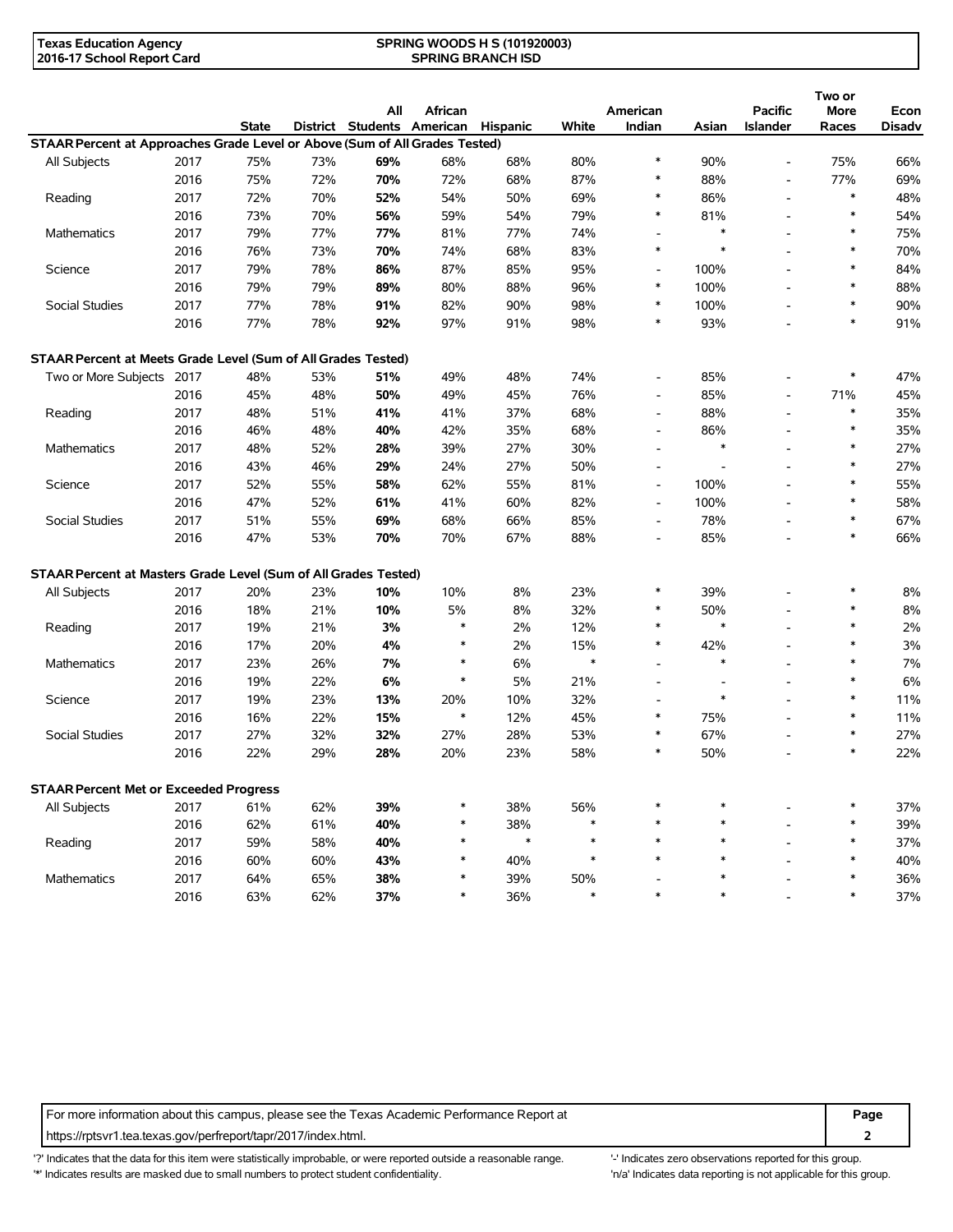**Texas Education Agency**
**2016-17 School Report Card**

**SPRING WOODS H S (101920003)**
**SPRING BRANCH ISD**

| | | State | District | All Students | African American | Hispanic | White | American Indian | Asian | Pacific Islander | Two or More Races | Econ Disadv |
|---|---|---|---|---|---|---|---|---|---|---|---|---|
| **STAAR Percent at Approaches Grade Level or Above (Sum of All Grades Tested)** | | | | | | | | | | | | |
| All Subjects | 2017 | 75% | 73% | **69%** | 68% | 68% | 80% | * | 90% | - | 75% | 66% |
| | 2016 | 75% | 72% | **70%** | 72% | 68% | 87% | * | 88% | - | 77% | 69% |
| Reading | 2017 | 72% | 70% | **52%** | 54% | 50% | 69% | * | 86% | - | * | 48% |
| | 2016 | 73% | 70% | **56%** | 59% | 54% | 79% | * | 81% | - | * | 54% |
| Mathematics | 2017 | 79% | 77% | **77%** | 81% | 77% | 74% | - | * | - | * | 75% |
| | 2016 | 76% | 73% | **70%** | 74% | 68% | 83% | * | * | - | * | 70% |
| Science | 2017 | 79% | 78% | **86%** | 87% | 85% | 95% | - | 100% | - | * | 84% |
| | 2016 | 79% | 79% | **89%** | 80% | 88% | 96% | * | 100% | - | * | 88% |
| Social Studies | 2017 | 77% | 78% | **91%** | 82% | 90% | 98% | * | 100% | - | * | 90% |
| | 2016 | 77% | 78% | **92%** | 97% | 91% | 98% | * | 93% | - | * | 91% |
| **STAAR Percent at Meets Grade Level (Sum of All Grades Tested)** | | | | | | | | | | | | |
| Two or More Subjects | 2017 | 48% | 53% | **51%** | 49% | 48% | 74% | - | 85% | - | * | 47% |
| | 2016 | 45% | 48% | **50%** | 49% | 45% | 76% | - | 85% | - | 71% | 45% |
| Reading | 2017 | 48% | 51% | **41%** | 41% | 37% | 68% | - | 88% | - | * | 35% |
| | 2016 | 46% | 48% | **40%** | 42% | 35% | 68% | - | 86% | - | * | 35% |
| Mathematics | 2017 | 48% | 52% | **28%** | 39% | 27% | 30% | - | * | - | * | 27% |
| | 2016 | 43% | 46% | **29%** | 24% | 27% | 50% | - | - | - | * | 27% |
| Science | 2017 | 52% | 55% | **58%** | 62% | 55% | 81% | - | 100% | - | * | 55% |
| | 2016 | 47% | 52% | **61%** | 41% | 60% | 82% | - | 100% | - | * | 58% |
| Social Studies | 2017 | 51% | 55% | **69%** | 68% | 66% | 85% | - | 78% | - | * | 67% |
| | 2016 | 47% | 53% | **70%** | 70% | 67% | 88% | - | 85% | - | * | 66% |
| **STAAR Percent at Masters Grade Level (Sum of All Grades Tested)** | | | | | | | | | | | | |
| All Subjects | 2017 | 20% | 23% | **10%** | 10% | 8% | 23% | * | 39% | - | * | 8% |
| | 2016 | 18% | 21% | **10%** | 5% | 8% | 32% | * | 50% | - | * | 8% |
| Reading | 2017 | 19% | 21% | **3%** | * | 2% | 12% | * | * | - | * | 2% |
| | 2016 | 17% | 20% | **4%** | * | 2% | 15% | * | 42% | - | * | 3% |
| Mathematics | 2017 | 23% | 26% | **7%** | * | 6% | * | - | * | - | * | 7% |
| | 2016 | 19% | 22% | **6%** | * | 5% | 21% | - | - | - | * | 6% |
| Science | 2017 | 19% | 23% | **13%** | 20% | 10% | 32% | - | * | - | * | 11% |
| | 2016 | 16% | 22% | **15%** | * | 12% | 45% | * | 75% | - | * | 11% |
| Social Studies | 2017 | 27% | 32% | **32%** | 27% | 28% | 53% | * | 67% | - | * | 27% |
| | 2016 | 22% | 29% | **28%** | 20% | 23% | 58% | * | 50% | - | * | 22% |
| **STAAR Percent Met or Exceeded Progress** | | | | | | | | | | | | |
| All Subjects | 2017 | 61% | 62% | **39%** | * | 38% | 56% | * | * | - | * | 37% |
| | 2016 | 62% | 61% | **40%** | * | 38% | * | * | * | - | * | 39% |
| Reading | 2017 | 59% | 58% | **40%** | * | * | * | * | * | - | * | 37% |
| | 2016 | 60% | 60% | **43%** | * | 40% | * | * | * | - | * | 40% |
| Mathematics | 2017 | 64% | 65% | **38%** | * | 39% | 50% | - | * | - | * | 36% |
| | 2016 | 63% | 62% | **37%** | * | 36% | * | * | * | - | * | 37% |

For more information about this campus, please see the Texas Academic Performance Report at https://rptsvr1.tea.texas.gov/perfreport/tapr/2017/index.html.

'?' Indicates that the data for this item were statistically improbable, or were reported outside a reasonable range.
'*' Indicates results are masked due to small numbers to protect student confidentiality.
'-' Indicates zero observations reported for this group.
'n/a' Indicates data reporting is not applicable for this group.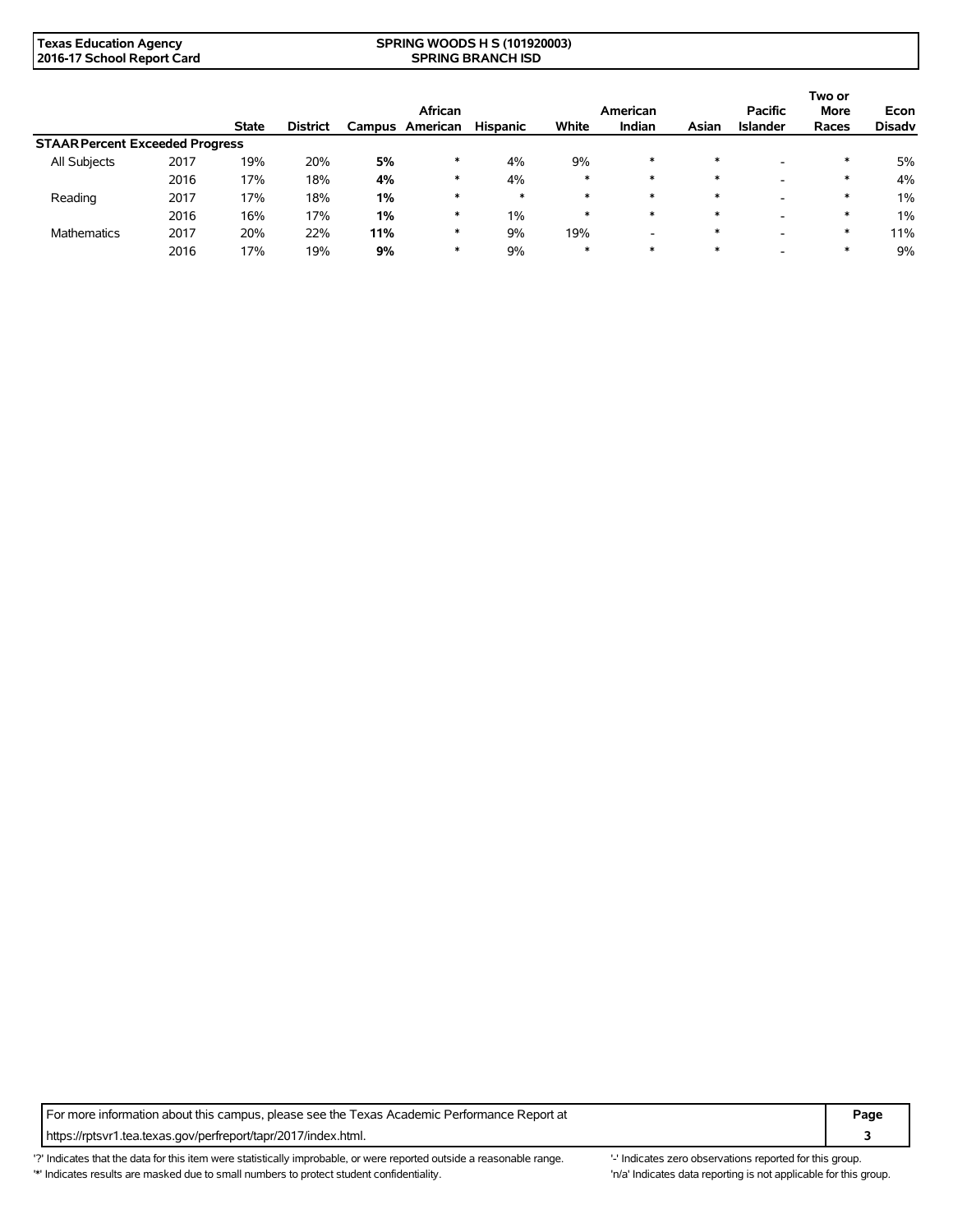| | | State | District | Campus | African American | Hispanic | White | American Indian | Asian | Pacific Islander | Two or More Races | Econ Disadv |
|---|---|---|---|---|---|---|---|---|---|---|---|---|
| **STAAR Percent Exceeded Progress** | | | | | | | | | | | | |
| All Subjects | 2017 | 19% | 20% | **5%** | * | 4% | 9% | * | * | - | * | 5% |
| | 2016 | 17% | 18% | **4%** | * | 4% | * | * | * | - | * | 4% |
| Reading | 2017 | 17% | 18% | **1%** | * | * | * | * | * | - | * | 1% |
| | 2016 | 16% | 17% | **1%** | * | 1% | * | * | * | - | * | 1% |
| Mathematics | 2017 | 20% | 22% | **11%** | * | 9% | 19% | - | * | - | * | 11% |
| | 2016 | 17% | 19% | **9%** | * | 9% | * | * | * | - | * | 9% |

For more information about this campus, please see the Texas Academic Performance Report at https://rptsvr1.tea.texas.gov/perfreport/tapr/2017/index.html.

'?' Indicates that the data for this item were statistically improbable, or were reported outside a reasonable range.
'*' Indicates results are masked due to small numbers to protect student confidentiality.
'-' Indicates zero observations reported for this group.
'n/a' Indicates data reporting is not applicable for this group.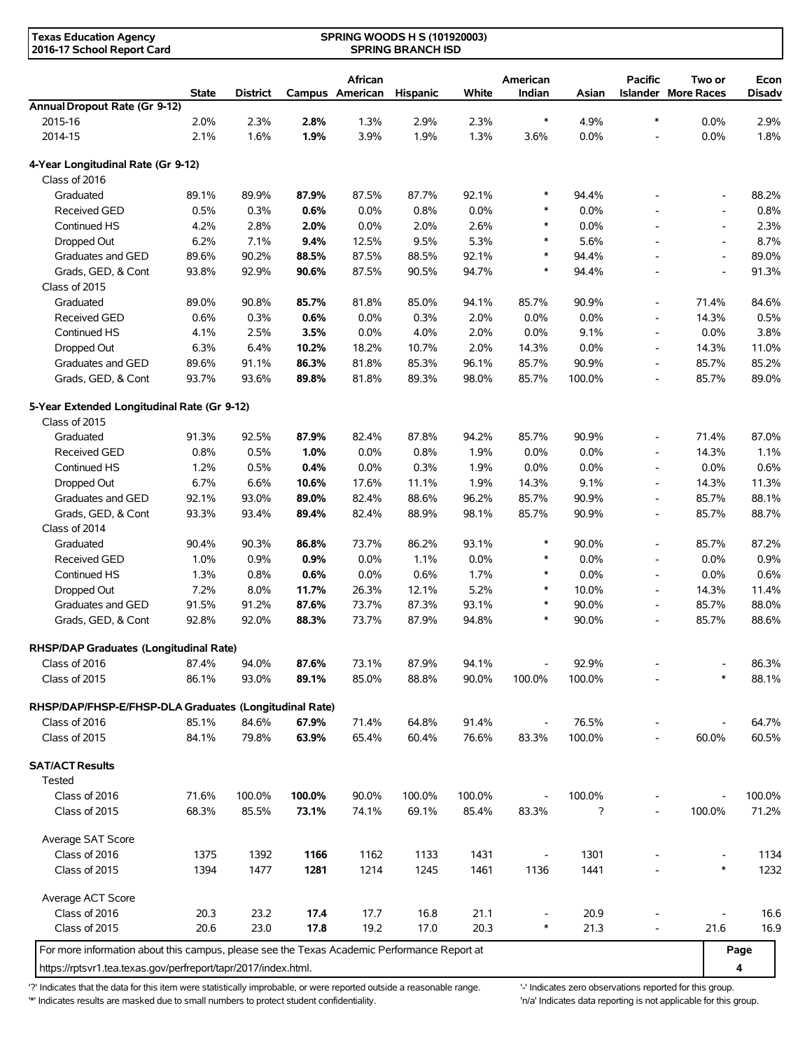| | State | District | Campus | African American | Hispanic | White | American Indian | Asian | Pacific Islander | Two or More Races | Econ Disadv |
|---|---|---|---|---|---|---|---|---|---|---|---|
| **Annual Dropout Rate (Gr 9-12)** | | | | | | | | | | | |
| 2015-16 | 2.0% | 2.3% | **2.8%** | 1.3% | 2.9% | 2.3% | * | 4.9% | * | 0.0% | 2.9% |
| 2014-15 | 2.1% | 1.6% | **1.9%** | 3.9% | 1.9% | 1.3% | 3.6% | 0.0% | - | 0.0% | 1.8% |
| **4-Year Longitudinal Rate (Gr 9-12)** | | | | | | | | | | | |
| Class of 2016 | | | | | | | | | | | |
| Graduated | 89.1% | 89.9% | **87.9%** | 87.5% | 87.7% | 92.1% | * | 94.4% | - | - | 88.2% |
| Received GED | 0.5% | 0.3% | **0.6%** | 0.0% | 0.8% | 0.0% | * | 0.0% | - | - | 0.8% |
| Continued HS | 4.2% | 2.8% | **2.0%** | 0.0% | 2.0% | 2.6% | * | 0.0% | - | - | 2.3% |
| Dropped Out | 6.2% | 7.1% | **9.4%** | 12.5% | 9.5% | 5.3% | * | 5.6% | - | - | 8.7% |
| Graduates and GED | 89.6% | 90.2% | **88.5%** | 87.5% | 88.5% | 92.1% | * | 94.4% | - | - | 89.0% |
| Grads, GED, & Cont | 93.8% | 92.9% | **90.6%** | 87.5% | 90.5% | 94.7% | * | 94.4% | - | - | 91.3% |
| Class of 2015 | | | | | | | | | | | |
| Graduated | 89.0% | 90.8% | **85.7%** | 81.8% | 85.0% | 94.1% | 85.7% | 90.9% | - | 71.4% | 84.6% |
| Received GED | 0.6% | 0.3% | **0.6%** | 0.0% | 0.3% | 2.0% | 0.0% | 0.0% | - | 14.3% | 0.5% |
| Continued HS | 4.1% | 2.5% | **3.5%** | 0.0% | 4.0% | 2.0% | 0.0% | 9.1% | - | 0.0% | 3.8% |
| Dropped Out | 6.3% | 6.4% | **10.2%** | 18.2% | 10.7% | 2.0% | 14.3% | 0.0% | - | 14.3% | 11.0% |
| Graduates and GED | 89.6% | 91.1% | **86.3%** | 81.8% | 85.3% | 96.1% | 85.7% | 90.9% | - | 85.7% | 85.2% |
| Grads, GED, & Cont | 93.7% | 93.6% | **89.8%** | 81.8% | 89.3% | 98.0% | 85.7% | 100.0% | - | 85.7% | 89.0% |
| **5-Year Extended Longitudinal Rate (Gr 9-12)** | | | | | | | | | | | |
| Class of 2015 | | | | | | | | | | | |
| Graduated | 91.3% | 92.5% | **87.9%** | 82.4% | 87.8% | 94.2% | 85.7% | 90.9% | - | 71.4% | 87.0% |
| Received GED | 0.8% | 0.5% | **1.0%** | 0.0% | 0.8% | 1.9% | 0.0% | 0.0% | - | 14.3% | 1.1% |
| Continued HS | 1.2% | 0.5% | **0.4%** | 0.0% | 0.3% | 1.9% | 0.0% | 0.0% | - | 0.0% | 0.6% |
| Dropped Out | 6.7% | 6.6% | **10.6%** | 17.6% | 11.1% | 1.9% | 14.3% | 9.1% | - | 14.3% | 11.3% |
| Graduates and GED | 92.1% | 93.0% | **89.0%** | 82.4% | 88.6% | 96.2% | 85.7% | 90.9% | - | 85.7% | 88.1% |
| Grads, GED, & Cont | 93.3% | 93.4% | **89.4%** | 82.4% | 88.9% | 98.1% | 85.7% | 90.9% | - | 85.7% | 88.7% |
| Class of 2014 | | | | | | | | | | | |
| Graduated | 90.4% | 90.3% | **86.8%** | 73.7% | 86.2% | 93.1% | * | 90.0% | - | 85.7% | 87.2% |
| Received GED | 1.0% | 0.9% | **0.9%** | 0.0% | 1.1% | 0.0% | * | 0.0% | - | 0.0% | 0.9% |
| Continued HS | 1.3% | 0.8% | **0.6%** | 0.0% | 0.6% | 1.7% | * | 0.0% | - | 0.0% | 0.6% |
| Dropped Out | 7.2% | 8.0% | **11.7%** | 26.3% | 12.1% | 5.2% | * | 10.0% | - | 14.3% | 11.4% |
| Graduates and GED | 91.5% | 91.2% | **87.6%** | 73.7% | 87.3% | 93.1% | * | 90.0% | - | 85.7% | 88.0% |
| Grads, GED, & Cont | 92.8% | 92.0% | **88.3%** | 73.7% | 87.9% | 94.8% | * | 90.0% | - | 85.7% | 88.6% |
| **RHSP/DAP Graduates (Longitudinal Rate)** | | | | | | | | | | | |
| Class of 2016 | 87.4% | 94.0% | **87.6%** | 73.1% | 87.9% | 94.1% | - | 92.9% | - | - | 86.3% |
| Class of 2015 | 86.1% | 93.0% | **89.1%** | 85.0% | 88.8% | 90.0% | 100.0% | 100.0% | - | * | 88.1% |
| **RHSP/DAP/FHSP-E/FHSP-DLA Graduates (Longitudinal Rate)** | | | | | | | | | | | |
| Class of 2016 | 85.1% | 84.6% | **67.9%** | 71.4% | 64.8% | 91.4% | - | 76.5% | - | - | 64.7% |
| Class of 2015 | 84.1% | 79.8% | **63.9%** | 65.4% | 60.4% | 76.6% | 83.3% | 100.0% | - | 60.0% | 60.5% |
| **SAT/ACT Results** | | | | | | | | | | | |
| Tested | | | | | | | | | | | |
| Class of 2016 | 71.6% | 100.0% | **100.0%** | 90.0% | 100.0% | 100.0% | - | 100.0% | - | - | 100.0% |
| Class of 2015 | 68.3% | 85.5% | **73.1%** | 74.1% | 69.1% | 85.4% | 83.3% | ? | - | 100.0% | 71.2% |
| Average SAT Score | | | | | | | | | | | |
| Class of 2016 | 1375 | 1392 | **1166** | 1162 | 1133 | 1431 | - | 1301 | - | - | 1134 |
| Class of 2015 | 1394 | 1477 | **1281** | 1214 | 1245 | 1461 | 1136 | 1441 | - | * | 1232 |
| Average ACT Score | | | | | | | | | | | |
| Class of 2016 | 20.3 | 23.2 | **17.4** | 17.7 | 16.8 | 21.1 | - | 20.9 | - | - | 16.6 |
| Class of 2015 | 20.6 | 23.0 | **17.8** | 19.2 | 17.0 | 20.3 | * | 21.3 | - | 21.6 | 16.9 |

For more information about this campus, please see the Texas Academic Performance Report at https://rptsvr1.tea.texas.gov/perfreport/tapr/2017/index.html.

'?' Indicates that the data for this item were statistically improbable, or were reported outside a reasonable range.
'*' Indicates results are masked due to small numbers to protect student confidentiality.
'-' Indicates zero observations reported for this group.
'n/a' Indicates data reporting is not applicable for this group.